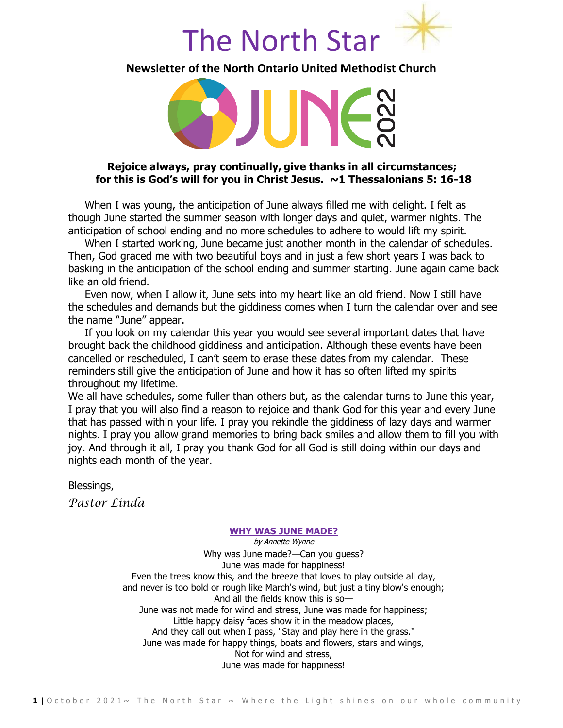# The North Star

**Newsletter of the North Ontario United Methodist Church**

JUNE 2022

**Rejoice always, pray continually, give thanks in all circumstances; for this is God's will for you in Christ Jesus. ~1 Thessalonians 5: 16-18**

When I was young, the anticipation of June always filled me with delight. I felt as though June started the summer season with longer days and quiet, warmer nights. The anticipation of school ending and no more schedules to adhere to would lift my spirit.

When I started working, June became just another month in the calendar of schedules. Then, God graced me with two beautiful boys and in just a few short years I was back to basking in the anticipation of the school ending and summer starting. June again came back like an old friend.

Even now, when I allow it, June sets into my heart like an old friend. Now I still have the schedules and demands but the giddiness comes when I turn the calendar over and see the name "June" appear.

If you look on my calendar this year you would see several important dates that have brought back the childhood giddiness and anticipation. Although these events have been cancelled or rescheduled, I can't seem to erase these dates from my calendar. These reminders still give the anticipation of June and how it has so often lifted my spirits throughout my lifetime.

We all have schedules, some fuller than others but, as the calendar turns to June this year, I pray that you will also find a reason to rejoice and thank God for this year and every June that has passed within your life. I pray you rekindle the giddiness of lazy days and warmer nights. I pray you allow grand memories to bring back smiles and allow them to fill you with joy. And through it all, I pray you thank God for all God is still doing within our days and nights each month of the year.

Blessings,

*Pastor Linda*

### WHY WAS JUNE MADE?

*by Annette Wynne*

Why was June made?—Can you guess?  
June was made for happiness!  
Even the trees know this, and the breeze that loves to play outside all day,  
and never is too bold or rough like March's wind, but just a tiny blow's enough;  
And all the fields know this is so—  
June was not made for wind and stress, June was made for happiness;  
Little happy daisy faces show it in the meadow places,  
And they call out when I pass, "Stay and play here in the grass."  
June was made for happy things, boats and flowers, stars and wings,  
Not for wind and stress,  
June was made for happiness!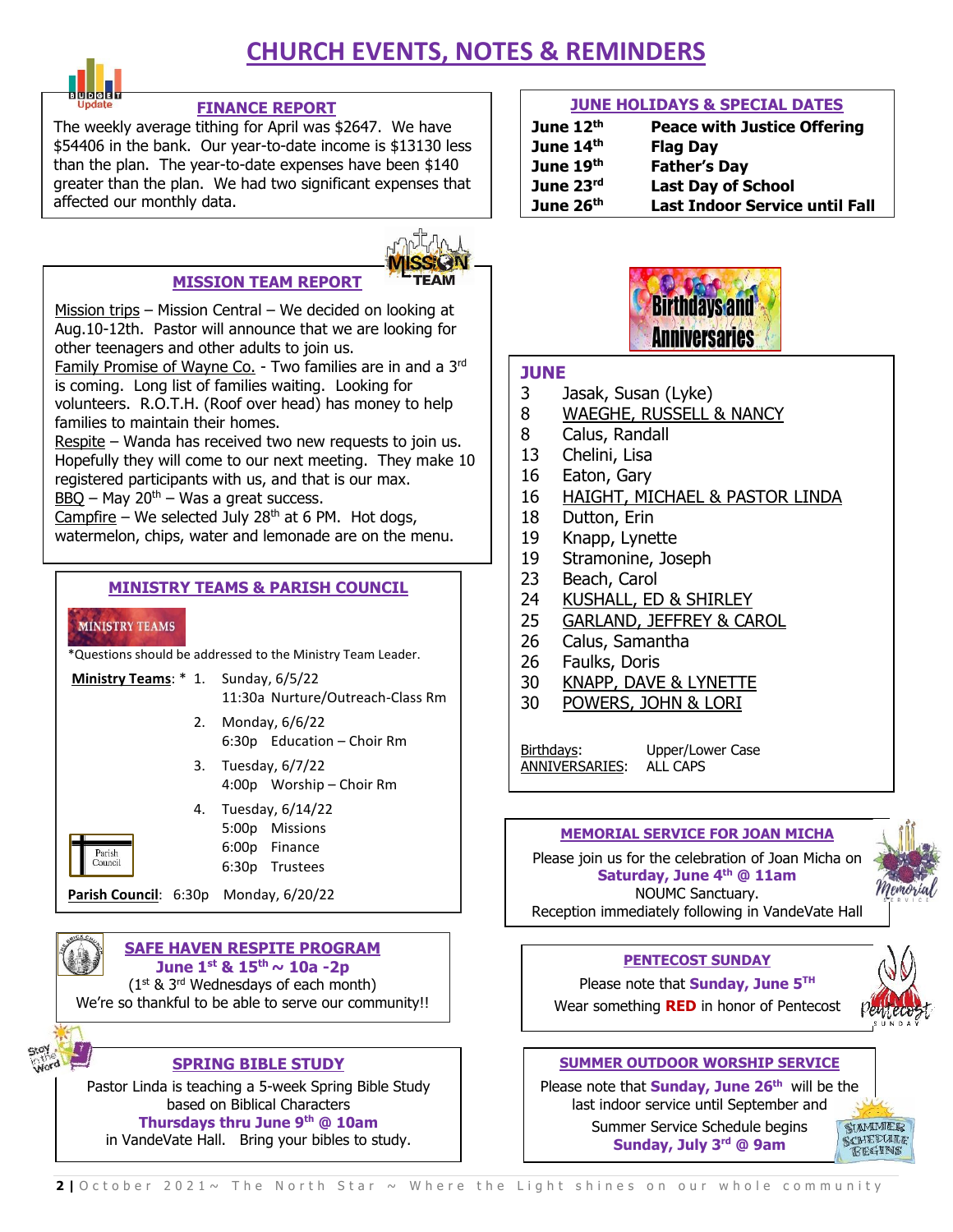# CHURCH EVENTS, NOTES & REMINDERS

## FINANCE REPORT

The weekly average tithing for April was $2647. We have $54406 in the bank. Our year-to-date income is $13130 less than the plan. The year-to-date expenses have been $140 greater than the plan. We had two significant expenses that affected our monthly data.

## MISSION TEAM REPORT

Mission trips – Mission Central – We decided on looking at Aug.10-12th. Pastor will announce that we are looking for other teenagers and other adults to join us.

Family Promise of Wayne Co. - Two families are in and a 3rd is coming. Long list of families waiting. Looking for volunteers. R.O.T.H. (Roof over head) has money to help families to maintain their homes.

Respite – Wanda has received two new requests to join us. Hopefully they will come to our next meeting. They make 10 registered participants with us, and that is our max.

BBQ – May 20th – Was a great success.

Campfire – We selected July 28th at 6 PM. Hot dogs, watermelon, chips, water and lemonade are on the menu.

## MINISTRY TEAMS & PARISH COUNCIL

*Questions should be addressed to the Ministry Team Leader.

**Ministry Teams**: *

1. Sunday, 6/5/22
   11:30a Nurture/Outreach-Class Rm
2. Monday, 6/6/22
   6:30p Education – Choir Rm
3. Tuesday, 6/7/22
   4:00p Worship – Choir Rm
4. Tuesday, 6/14/22
   5:00p Missions
   6:00p Finance
   6:30p Trustees

**Parish Council**: 6:30p Monday, 6/20/22

## SAFE HAVEN RESPITE PROGRAM

**June 1st & 15th ~ 10a -2p**
(1st & 3rd Wednesdays of each month)
We're so thankful to be able to serve our community!!

## SPRING BIBLE STUDY

Pastor Linda is teaching a 5-week Spring Bible Study based on Biblical Characters
**Thursdays thru June 9th @ 10am**
in VandeVate Hall. Bring your bibles to study.

## JUNE HOLIDAYS & SPECIAL DATES

| | |
|---|---|
| **June 12th** | **Peace with Justice Offering** |
| **June 14th** | **Flag Day** |
| **June 19th** | **Father's Day** |
| **June 23rd** | **Last Day of School** |
| **June 26th** | **Last Indoor Service until Fall** |

## Birthdays and Anniversaries

**JUNE**

| | |
|---|---|
| 3 | Jasak, Susan (Lyke) |
| 8 | WAEGHE, RUSSELL & NANCY |
| 8 | Calus, Randall |
| 13 | Chelini, Lisa |
| 16 | Eaton, Gary |
| 16 | HAIGHT, MICHAEL & PASTOR LINDA |
| 18 | Dutton, Erin |
| 19 | Knapp, Lynette |
| 19 | Stramonine, Joseph |
| 23 | Beach, Carol |
| 24 | KUSHALL, ED & SHIRLEY |
| 25 | GARLAND, JEFFREY & CAROL |
| 26 | Calus, Samantha |
| 26 | Faulks, Doris |
| 30 | KNAPP, DAVE & LYNETTE |
| 30 | POWERS, JOHN & LORI |

Birthdays: Upper/Lower Case
ANNIVERSARIES: ALL CAPS

## MEMORIAL SERVICE FOR JOAN MICHA

Please join us for the celebration of Joan Micha on
**Saturday, June 4th @ 11am**
NOUMC Sanctuary.
Reception immediately following in VandeVate Hall

## PENTECOST SUNDAY

Please note that **Sunday, June 5TH**
Wear something **RED** in honor of Pentecost

## SUMMER OUTDOOR WORSHIP SERVICE

Please note that **Sunday, June 26th** will be the last indoor service until September and
Summer Service Schedule begins
**Sunday, July 3rd @ 9am**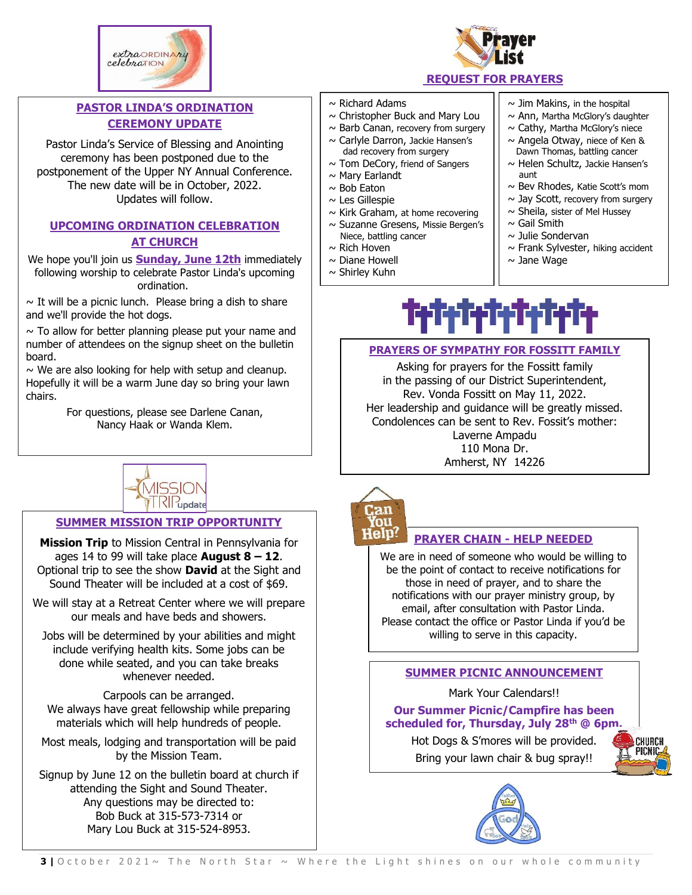## PASTOR LINDA'S ORDINATION CEREMONY UPDATE

Pastor Linda's Service of Blessing and Anointing ceremony has been postponed due to the postponement of the Upper NY Annual Conference. The new date will be in October, 2022. Updates will follow.

## UPCOMING ORDINATION CELEBRATION AT CHURCH

We hope you'll join us **Sunday, June 12th** immediately following worship to celebrate Pastor Linda's upcoming ordination.

~ It will be a picnic lunch. Please bring a dish to share and we'll provide the hot dogs.

~ To allow for better planning please put your name and number of attendees on the signup sheet on the bulletin board.

~ We are also looking for help with setup and cleanup. Hopefully it will be a warm June day so bring your lawn chairs.

For questions, please see Darlene Canan, Nancy Haak or Wanda Klem.

## SUMMER MISSION TRIP OPPORTUNITY

**Mission Trip** to Mission Central in Pennsylvania for ages 14 to 99 will take place **August 8 – 12**. Optional trip to see the show **David** at the Sight and Sound Theater will be included at a cost of $69.

We will stay at a Retreat Center where we will prepare our meals and have beds and showers.

Jobs will be determined by your abilities and might include verifying health kits. Some jobs can be done while seated, and you can take breaks whenever needed.

Carpools can be arranged.
We always have great fellowship while preparing materials which will help hundreds of people.

Most meals, lodging and transportation will be paid by the Mission Team.

Signup by June 12 on the bulletin board at church if attending the Sight and Sound Theater.
Any questions may be directed to:
Bob Buck at 315-573-7314 or
Mary Lou Buck at 315-524-8953.

## Prayer List

## REQUEST FOR PRAYERS

~ Richard Adams
~ Christopher Buck and Mary Lou
~ Barb Canan, recovery from surgery
~ Carlyle Darron, Jackie Hansen's dad recovery from surgery
~ Tom DeCory, friend of Sangers
~ Mary Earlandt
~ Bob Eaton
~ Les Gillespie
~ Kirk Graham, at home recovering
~ Suzanne Gresens, Missie Bergen's Niece, battling cancer
~ Rich Hoven
~ Diane Howell
~ Shirley Kuhn
~ Jim Makins, in the hospital
~ Ann, Martha McGlory's daughter
~ Cathy, Martha McGlory's niece
~ Angela Otway, niece of Ken & Dawn Thomas, battling cancer
~ Helen Schultz, Jackie Hansen's aunt
~ Bev Rhodes, Katie Scott's mom
~ Jay Scott, recovery from surgery
~ Sheila, sister of Mel Hussey
~ Gail Smith
~ Julie Sondervan
~ Frank Sylvester, hiking accident
~ Jane Wage

## PRAYERS OF SYMPATHY FOR FOSSITT FAMILY

Asking for prayers for the Fossitt family in the passing of our District Superintendent, Rev. Vonda Fossitt on May 11, 2022.
Her leadership and guidance will be greatly missed.
Condolences can be sent to Rev. Fossit's mother:
Laverne Ampadu
110 Mona Dr.
Amherst, NY 14226

## PRAYER CHAIN - HELP NEEDED

We are in need of someone who would be willing to be the point of contact to receive notifications for those in need of prayer, and to share the notifications with our prayer ministry group, by email, after consultation with Pastor Linda. Please contact the office or Pastor Linda if you'd be willing to serve in this capacity.

## SUMMER PICNIC ANNOUNCEMENT

Mark Your Calendars!!

**Our Summer Picnic/Campfire has been scheduled for, Thursday, July 28th @ 6pm.**

Hot Dogs & S'mores will be provided.
Bring your lawn chair & bug spray!!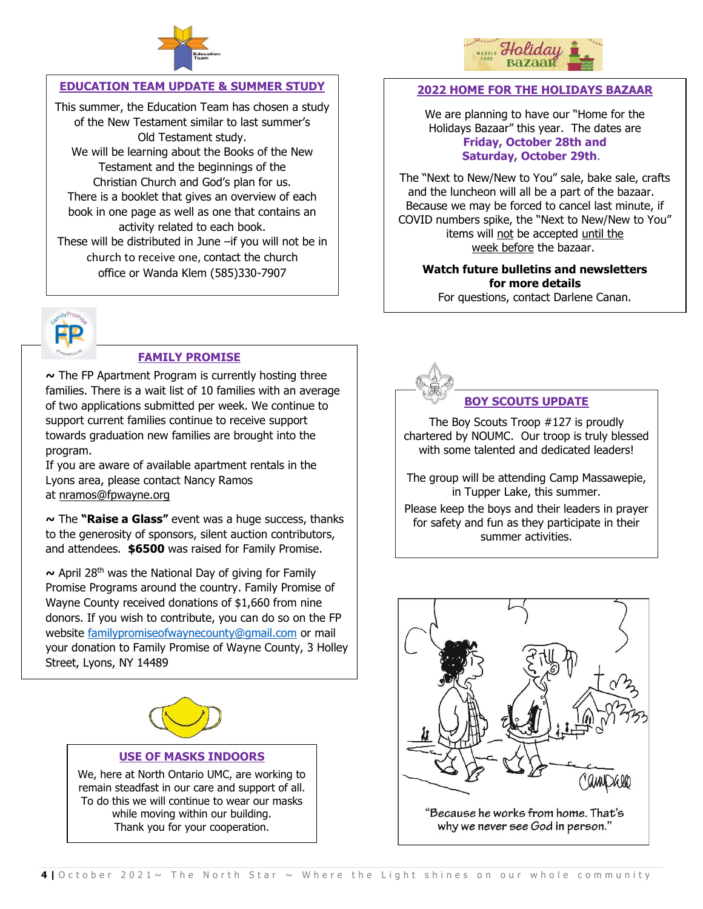## EDUCATION TEAM UPDATE & SUMMER STUDY

This summer, the Education Team has chosen a study of the New Testament similar to last summer's Old Testament study.
We will be learning about the Books of the New Testament and the beginnings of the Christian Church and God's plan for us.
There is a booklet that gives an overview of each book in one page as well as one that contains an activity related to each book.
These will be distributed in June –if you will not be in church to receive one, contact the church office or Wanda Klem (585)330-7907

## FAMILY PROMISE

~ The FP Apartment Program is currently hosting three families. There is a wait list of 10 families with an average of two applications submitted per week. We continue to support current families continue to receive support towards graduation new families are brought into the program.
If you are aware of available apartment rentals in the Lyons area, please contact Nancy Ramos at nramos@fpwayne.org

~ The **"Raise a Glass"** event was a huge success, thanks to the generosity of sponsors, silent auction contributors, and attendees. **$6500** was raised for Family Promise.

~ April 28th was the National Day of giving for Family Promise Programs around the country. Family Promise of Wayne County received donations of $1,660 from nine donors. If you wish to contribute, you can do so on the FP website familypromiseofwaynecounty@gmail.com or mail your donation to Family Promise of Wayne County, 3 Holley Street, Lyons, NY 14489

## USE OF MASKS INDOORS

We, here at North Ontario UMC, are working to remain steadfast in our care and support of all. To do this we will continue to wear our masks while moving within our building.
Thank you for your cooperation.

## 2022 HOME FOR THE HOLIDAYS BAZAAR

We are planning to have our "Home for the Holidays Bazaar" this year. The dates are **Friday, October 28th and Saturday, October 29th**.

The "Next to New/New to You" sale, bake sale, crafts and the luncheon will all be a part of the bazaar. Because we may be forced to cancel last minute, if COVID numbers spike, the "Next to New/New to You" items will not be accepted until the week before the bazaar.

**Watch future bulletins and newsletters for more details**
For questions, contact Darlene Canan.

## BOY SCOUTS UPDATE

The Boy Scouts Troop #127 is proudly chartered by NOUMC. Our troop is truly blessed with some talented and dedicated leaders!

The group will be attending Camp Massawepie, in Tupper Lake, this summer.

Please keep the boys and their leaders in prayer for safety and fun as they participate in their summer activities.

"Because he works from home. That's why we never see God in person."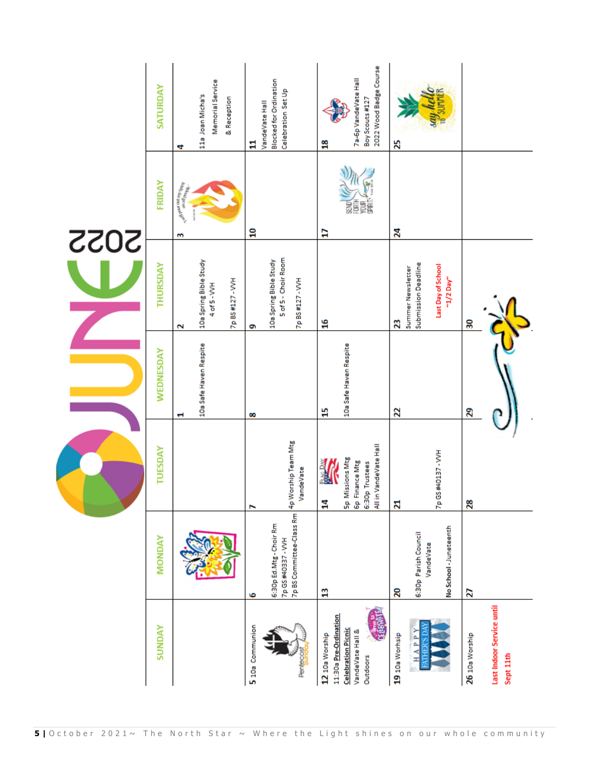# JUNE 2022

| SUNDAY | MONDAY | TUESDAY | WEDNESDAY | THURSDAY | FRIDAY | SATURDAY |
|---|---|---|---|---|---|---|
| | | | 1<br>10a Safe Haven Respite | 2<br>10a Spring Bible Study 4 of 5 - VVH<br>7p BS #127 - VVH | 3 | 4<br>11a Joan Micha's Memorial Service & Reception |
| 5 10a Communion<br>Pentecost Sunday | 6<br>6:30p Ed.Mtg - Choir Rm<br>7p GS #40337 - VVH<br>7p BS Committee-Class Rm | 7<br>4p Worship Team Mtg VandeVate | 8 | 9<br>10a Spring Bible Study 5 of 5 - Choir Room<br>7p BS #127 - VVH | 10 | 11<br>VandeVate Hall Blocked for Ordination Celebration Set Up |
| 12 10a Worship<br>11:30a **Pre-Ordination Celebration Picnic**<br>VandeVate Hall & Outdoors | 13 | 14<br>Flag Day<br>5p Missions Mtg<br>6p Finance Mtg<br>6:30p Trustees<br>All in VandeVate Hall | 15<br>10a Safe Haven Respite | 16 | 17 | 18<br>7a-6p VandeVate Hall Boy Scouts #127<br>2022 Wood Badge Course |
| 19 10a Worship<br>Happy Father's Day | 20<br>6:30p Parish Council VandeVate<br>No School - Juneteenth | 21<br>7p GS #40137 - VVH | 22 | 23<br>Summer Newsletter Submission Deadline<br>Last Day of School ~1/2 Day~ | 24 | 25<br>say hello to SUMMER |
| 26 10a Worship<br>Last Indoor Service until Sept 11th | 27 | 28 | 29 | 30 | | |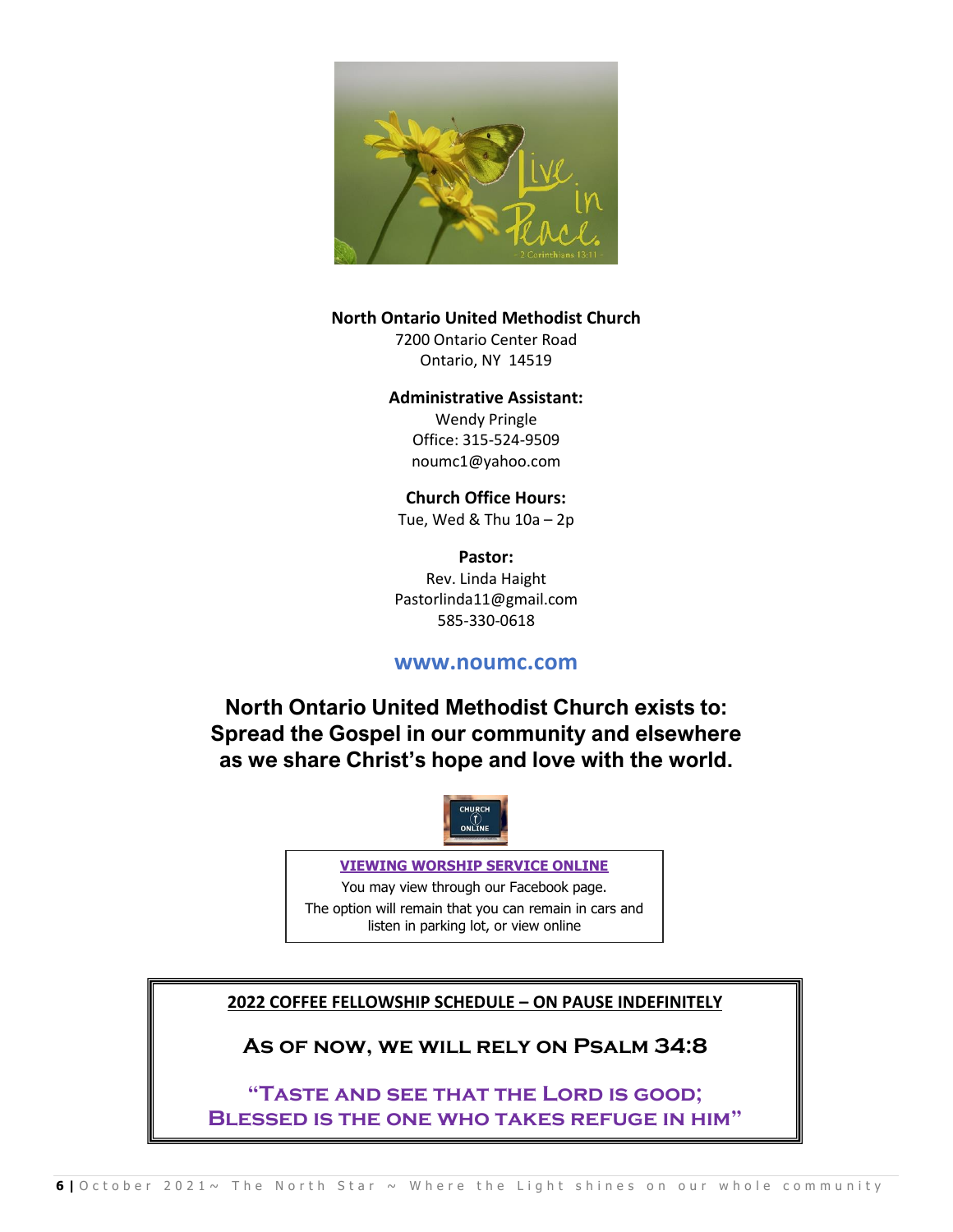**North Ontario United Methodist Church**
7200 Ontario Center Road
Ontario, NY 14519

**Administrative Assistant:**
Wendy Pringle
Office: 315-524-9509
noumc1@yahoo.com

**Church Office Hours:**
Tue, Wed & Thu 10a – 2p

**Pastor:**
Rev. Linda Haight
Pastorlinda11@gmail.com
585-330-0618

**www.noumc.com**

## North Ontario United Methodist Church exists to: Spread the Gospel in our community and elsewhere as we share Christ's hope and love with the world.

**VIEWING WORSHIP SERVICE ONLINE**

You may view through our Facebook page.
The option will remain that you can remain in cars and listen in parking lot, or view online

**2022 COFFEE FELLOWSHIP SCHEDULE – ON PAUSE INDEFINITELY**

**As of now, we will rely on Psalm 34:8**

**"Taste and see that the Lord is good;
Blessed is the one who takes refuge in him"**